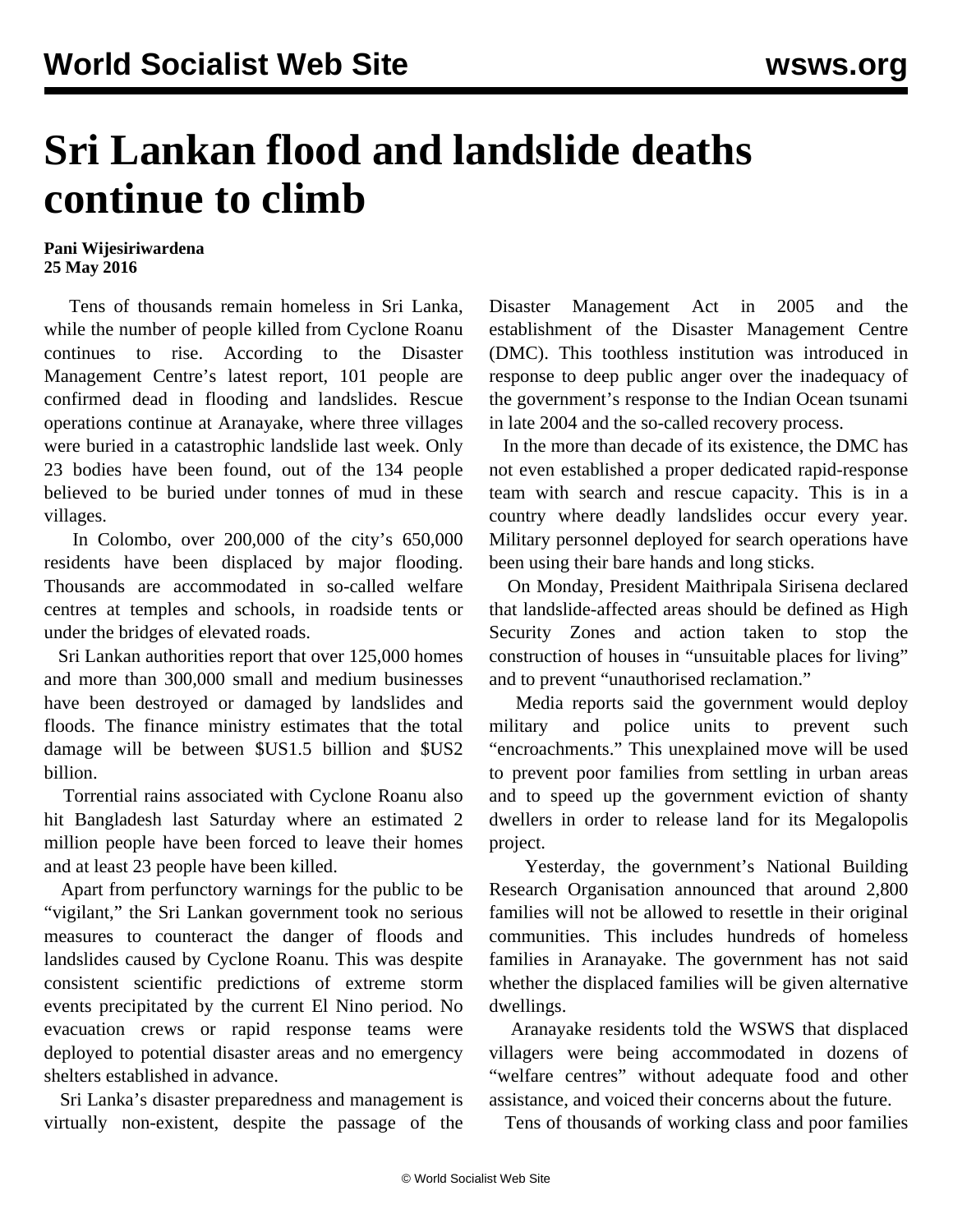# Sri Lankan flood and landslide deaths continue to climb

**Pani Wijesiriwardena**
**25 May 2016**

Tens of thousands remain homeless in Sri Lanka, while the number of people killed from Cyclone Roanu continues to rise. According to the Disaster Management Centre's latest report, 101 people are confirmed dead in flooding and landslides. Rescue operations continue at Aranayake, where three villages were buried in a catastrophic landslide last week. Only 23 bodies have been found, out of the 134 people believed to be buried under tonnes of mud in these villages.

In Colombo, over 200,000 of the city's 650,000 residents have been displaced by major flooding. Thousands are accommodated in so-called welfare centres at temples and schools, in roadside tents or under the bridges of elevated roads.

Sri Lankan authorities report that over 125,000 homes and more than 300,000 small and medium businesses have been destroyed or damaged by landslides and floods. The finance ministry estimates that the total damage will be between $US1.5 billion and $US2 billion.

Torrential rains associated with Cyclone Roanu also hit Bangladesh last Saturday where an estimated 2 million people have been forced to leave their homes and at least 23 people have been killed.

Apart from perfunctory warnings for the public to be "vigilant," the Sri Lankan government took no serious measures to counteract the danger of floods and landslides caused by Cyclone Roanu. This was despite consistent scientific predictions of extreme storm events precipitated by the current El Nino period. No evacuation crews or rapid response teams were deployed to potential disaster areas and no emergency shelters established in advance.

Sri Lanka's disaster preparedness and management is virtually non-existent, despite the passage of the Disaster Management Act in 2005 and the establishment of the Disaster Management Centre (DMC). This toothless institution was introduced in response to deep public anger over the inadequacy of the government's response to the Indian Ocean tsunami in late 2004 and the so-called recovery process.

In the more than decade of its existence, the DMC has not even established a proper dedicated rapid-response team with search and rescue capacity. This is in a country where deadly landslides occur every year. Military personnel deployed for search operations have been using their bare hands and long sticks.

On Monday, President Maithripala Sirisena declared that landslide-affected areas should be defined as High Security Zones and action taken to stop the construction of houses in "unsuitable places for living" and to prevent "unauthorised reclamation."

Media reports said the government would deploy military and police units to prevent such "encroachments." This unexplained move will be used to prevent poor families from settling in urban areas and to speed up the government eviction of shanty dwellers in order to release land for its Megalopolis project.

Yesterday, the government's National Building Research Organisation announced that around 2,800 families will not be allowed to resettle in their original communities. This includes hundreds of homeless families in Aranayake. The government has not said whether the displaced families will be given alternative dwellings.

Aranayake residents told the WSWS that displaced villagers were being accommodated in dozens of "welfare centres" without adequate food and other assistance, and voiced their concerns about the future.

Tens of thousands of working class and poor families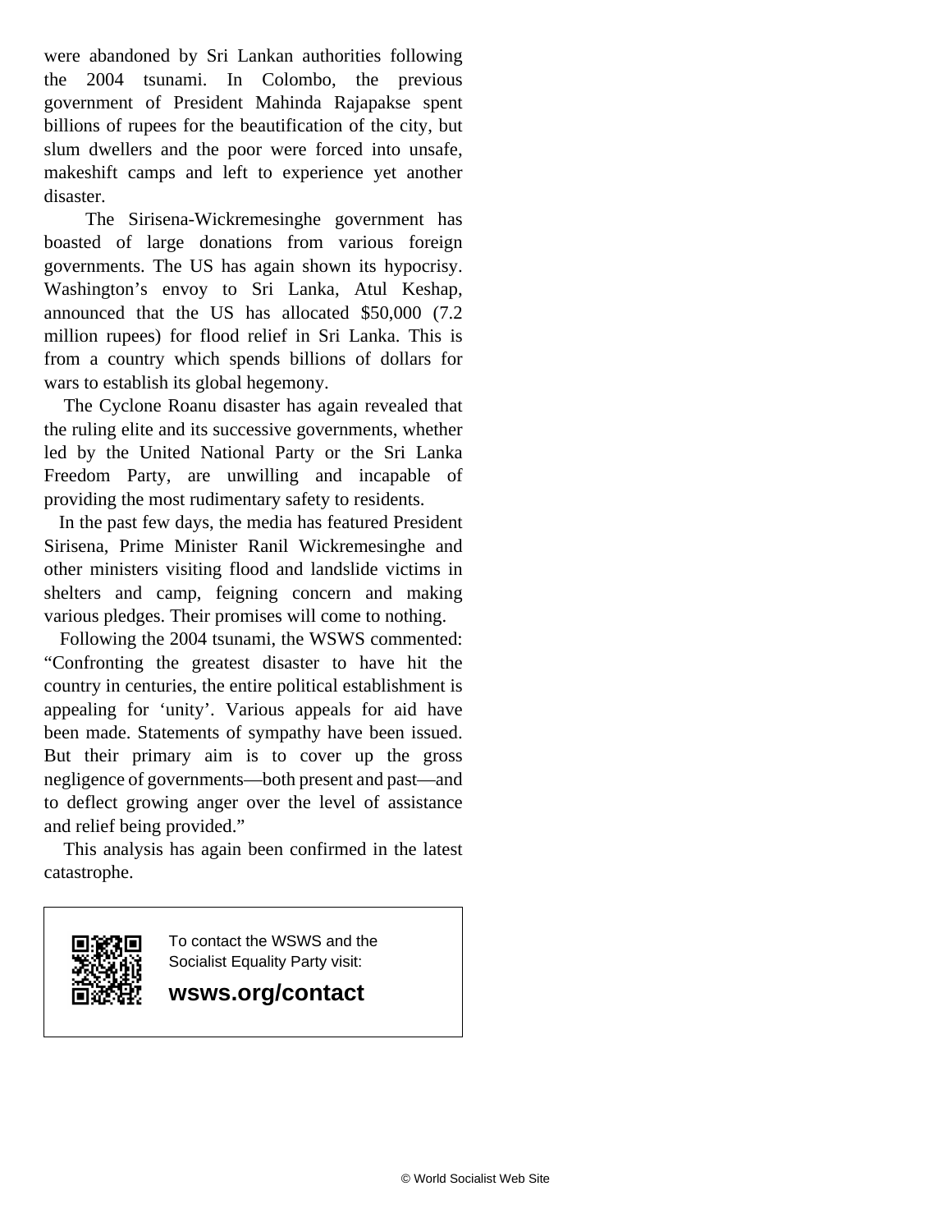were abandoned by Sri Lankan authorities following the 2004 tsunami. In Colombo, the previous government of President Mahinda Rajapakse spent billions of rupees for the beautification of the city, but slum dwellers and the poor were forced into unsafe, makeshift camps and left to experience yet another disaster.

The Sirisena-Wickremesinghe government has boasted of large donations from various foreign governments. The US has again shown its hypocrisy. Washington's envoy to Sri Lanka, Atul Keshap, announced that the US has allocated $50,000 (7.2 million rupees) for flood relief in Sri Lanka. This is from a country which spends billions of dollars for wars to establish its global hegemony.

The Cyclone Roanu disaster has again revealed that the ruling elite and its successive governments, whether led by the United National Party or the Sri Lanka Freedom Party, are unwilling and incapable of providing the most rudimentary safety to residents.

In the past few days, the media has featured President Sirisena, Prime Minister Ranil Wickremesinghe and other ministers visiting flood and landslide victims in shelters and camp, feigning concern and making various pledges. Their promises will come to nothing.

Following the 2004 tsunami, the WSWS commented: "Confronting the greatest disaster to have hit the country in centuries, the entire political establishment is appealing for 'unity'. Various appeals for aid have been made. Statements of sympathy have been issued. But their primary aim is to cover up the gross negligence of governments—both present and past—and to deflect growing anger over the level of assistance and relief being provided."

This analysis has again been confirmed in the latest catastrophe.

To contact the WSWS and the Socialist Equality Party visit:

**wsws.org/contact**